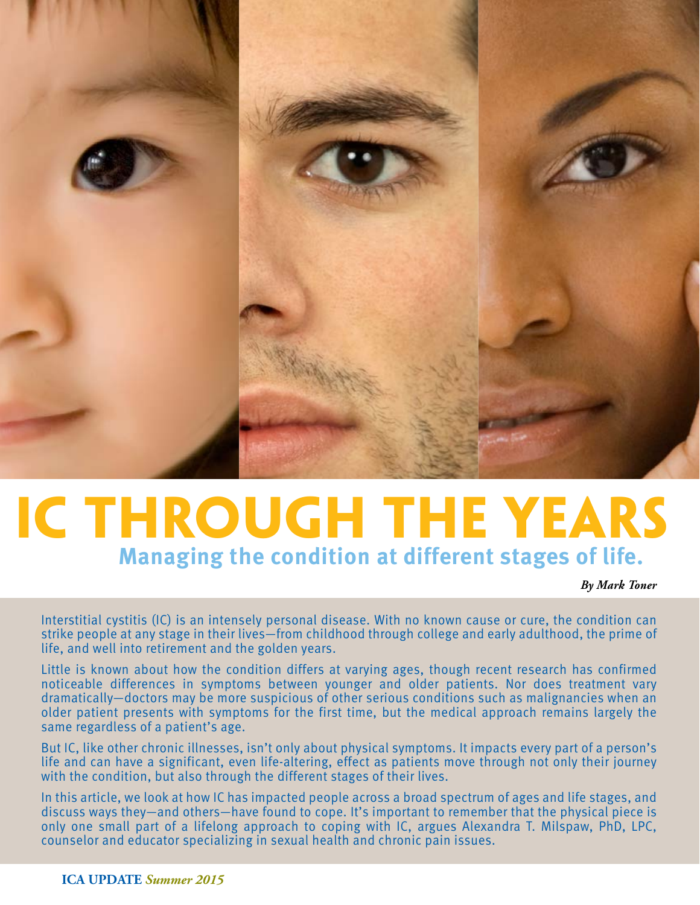# IC THROUGH THE YEARS

## Managing the condition at different stages of life.

***By Mark Toner***

Interstitial cystitis (IC) is an intensely personal disease. With no known cause or cure, the condition can strike people at any stage in their lives—from childhood through college and early adulthood, the prime of life, and well into retirement and the golden years.

Little is known about how the condition differs at varying ages, though recent research has confirmed noticeable differences in symptoms between younger and older patients. Nor does treatment vary dramatically—doctors may be more suspicious of other serious conditions such as malignancies when an older patient presents with symptoms for the first time, but the medical approach remains largely the same regardless of a patient's age.

But IC, like other chronic illnesses, isn't only about physical symptoms. It impacts every part of a person's life and can have a significant, even life-altering, effect as patients move through not only their journey with the condition, but also through the different stages of their lives.

In this article, we look at how IC has impacted people across a broad spectrum of ages and life stages, and discuss ways they—and others—have found to cope. It's important to remember that the physical piece is only one small part of a lifelong approach to coping with IC, argues Alexandra T. Milspaw, PhD, LPC, counselor and educator specializing in sexual health and chronic pain issues.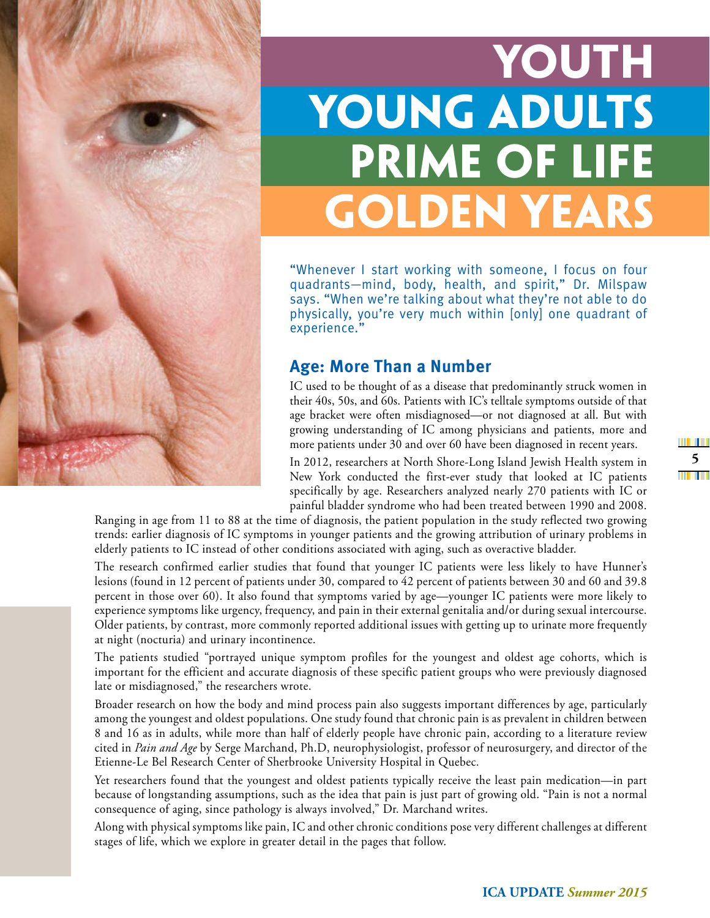# YOUTH
# YOUNG ADULTS
# PRIME OF LIFE
# GOLDEN YEARS

"Whenever I start working with someone, I focus on four quadrants—mind, body, health, and spirit," Dr. Milspaw says. "When we're talking about what they're not able to do physically, you're very much within [only] one quadrant of experience."

## Age: More Than a Number

IC used to be thought of as a disease that predominantly struck women in their 40s, 50s, and 60s. Patients with IC's telltale symptoms outside of that age bracket were often misdiagnosed—or not diagnosed at all. But with growing understanding of IC among physicians and patients, more and more patients under 30 and over 60 have been diagnosed in recent years.

In 2012, researchers at North Shore-Long Island Jewish Health system in New York conducted the first-ever study that looked at IC patients specifically by age. Researchers analyzed nearly 270 patients with IC or painful bladder syndrome who had been treated between 1990 and 2008. Ranging in age from 11 to 88 at the time of diagnosis, the patient population in the study reflected two growing trends: earlier diagnosis of IC symptoms in younger patients and the growing attribution of urinary problems in elderly patients to IC instead of other conditions associated with aging, such as overactive bladder.

The research confirmed earlier studies that found that younger IC patients were less likely to have Hunner's lesions (found in 12 percent of patients under 30, compared to 42 percent of patients between 30 and 60 and 39.8 percent in those over 60). It also found that symptoms varied by age—younger IC patients were more likely to experience symptoms like urgency, frequency, and pain in their external genitalia and/or during sexual intercourse. Older patients, by contrast, more commonly reported additional issues with getting up to urinate more frequently at night (nocturia) and urinary incontinence.

The patients studied "portrayed unique symptom profiles for the youngest and oldest age cohorts, which is important for the efficient and accurate diagnosis of these specific patient groups who were previously diagnosed late or misdiagnosed," the researchers wrote.

Broader research on how the body and mind process pain also suggests important differences by age, particularly among the youngest and oldest populations. One study found that chronic pain is as prevalent in children between 8 and 16 as in adults, while more than half of elderly people have chronic pain, according to a literature review cited in *Pain and Age* by Serge Marchand, Ph.D, neurophysiologist, professor of neurosurgery, and director of the Etienne-Le Bel Research Center of Sherbrooke University Hospital in Quebec.

Yet researchers found that the youngest and oldest patients typically receive the least pain medication—in part because of longstanding assumptions, such as the idea that pain is just part of growing old. "Pain is not a normal consequence of aging, since pathology is always involved," Dr. Marchand writes.

Along with physical symptoms like pain, IC and other chronic conditions pose very different challenges at different stages of life, which we explore in greater detail in the pages that follow.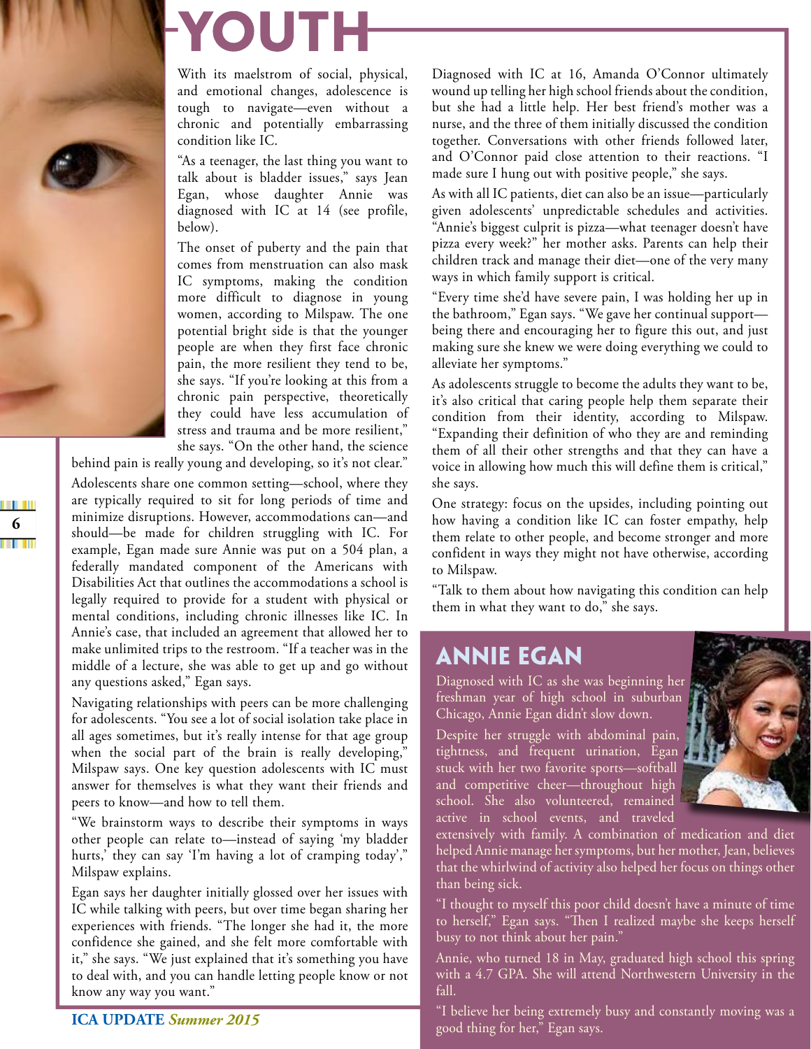# YOUTH

With its maelstrom of social, physical, and emotional changes, adolescence is tough to navigate—even without a chronic and potentially embarrassing condition like IC.

"As a teenager, the last thing you want to talk about is bladder issues," says Jean Egan, whose daughter Annie was diagnosed with IC at 14 (see profile, below).

The onset of puberty and the pain that comes from menstruation can also mask IC symptoms, making the condition more difficult to diagnose in young women, according to Milspaw. The one potential bright side is that the younger people are when they first face chronic pain, the more resilient they tend to be, she says. "If you're looking at this from a chronic pain perspective, theoretically they could have less accumulation of stress and trauma and be more resilient," she says. "On the other hand, the science behind pain is really young and developing, so it's not clear."

Adolescents share one common setting—school, where they are typically required to sit for long periods of time and minimize disruptions. However, accommodations can—and should—be made for children struggling with IC. For example, Egan made sure Annie was put on a 504 plan, a federally mandated component of the Americans with Disabilities Act that outlines the accommodations a school is legally required to provide for a student with physical or mental conditions, including chronic illnesses like IC. In Annie's case, that included an agreement that allowed her to make unlimited trips to the restroom. "If a teacher was in the middle of a lecture, she was able to get up and go without any questions asked," Egan says.

Navigating relationships with peers can be more challenging for adolescents. "You see a lot of social isolation take place in all ages sometimes, but it's really intense for that age group when the social part of the brain is really developing," Milspaw says. One key question adolescents with IC must answer for themselves is what they want their friends and peers to know—and how to tell them.

"We brainstorm ways to describe their symptoms in ways other people can relate to—instead of saying 'my bladder hurts,' they can say 'I'm having a lot of cramping today'," Milspaw explains.

Egan says her daughter initially glossed over her issues with IC while talking with peers, but over time began sharing her experiences with friends. "The longer she had it, the more confidence she gained, and she felt more comfortable with it," she says. "We just explained that it's something you have to deal with, and you can handle letting people know or not know any way you want."

Diagnosed with IC at 16, Amanda O'Connor ultimately wound up telling her high school friends about the condition, but she had a little help. Her best friend's mother was a nurse, and the three of them initially discussed the condition together. Conversations with other friends followed later, and O'Connor paid close attention to their reactions. "I made sure I hung out with positive people," she says.

As with all IC patients, diet can also be an issue—particularly given adolescents' unpredictable schedules and activities. "Annie's biggest culprit is pizza—what teenager doesn't have pizza every week?" her mother asks. Parents can help their children track and manage their diet—one of the very many ways in which family support is critical.

"Every time she'd have severe pain, I was holding her up in the bathroom," Egan says. "We gave her continual support—being there and encouraging her to figure this out, and just making sure she knew we were doing everything we could to alleviate her symptoms."

As adolescents struggle to become the adults they want to be, it's also critical that caring people help them separate their condition from their identity, according to Milspaw. "Expanding their definition of who they are and reminding them of all their other strengths and that they can have a voice in allowing how much this will define them is critical," she says.

One strategy: focus on the upsides, including pointing out how having a condition like IC can foster empathy, help them relate to other people, and become stronger and more confident in ways they might not have otherwise, according to Milspaw.

"Talk to them about how navigating this condition can help them in what they want to do," she says.

## ANNIE EGAN

Diagnosed with IC as she was beginning her freshman year of high school in suburban Chicago, Annie Egan didn't slow down.

Despite her struggle with abdominal pain, tightness, and frequent urination, Egan stuck with her two favorite sports—softball and competitive cheer—throughout high school. She also volunteered, remained active in school events, and traveled extensively with family. A combination of medication and diet helped Annie manage her symptoms, but her mother, Jean, believes that the whirlwind of activity also helped her focus on things other than being sick.

"I thought to myself this poor child doesn't have a minute of time to herself," Egan says. "Then I realized maybe she keeps herself busy to not think about her pain."

Annie, who turned 18 in May, graduated high school this spring with a 4.7 GPA. She will attend Northwestern University in the fall.

"I believe her being extremely busy and constantly moving was a good thing for her," Egan says.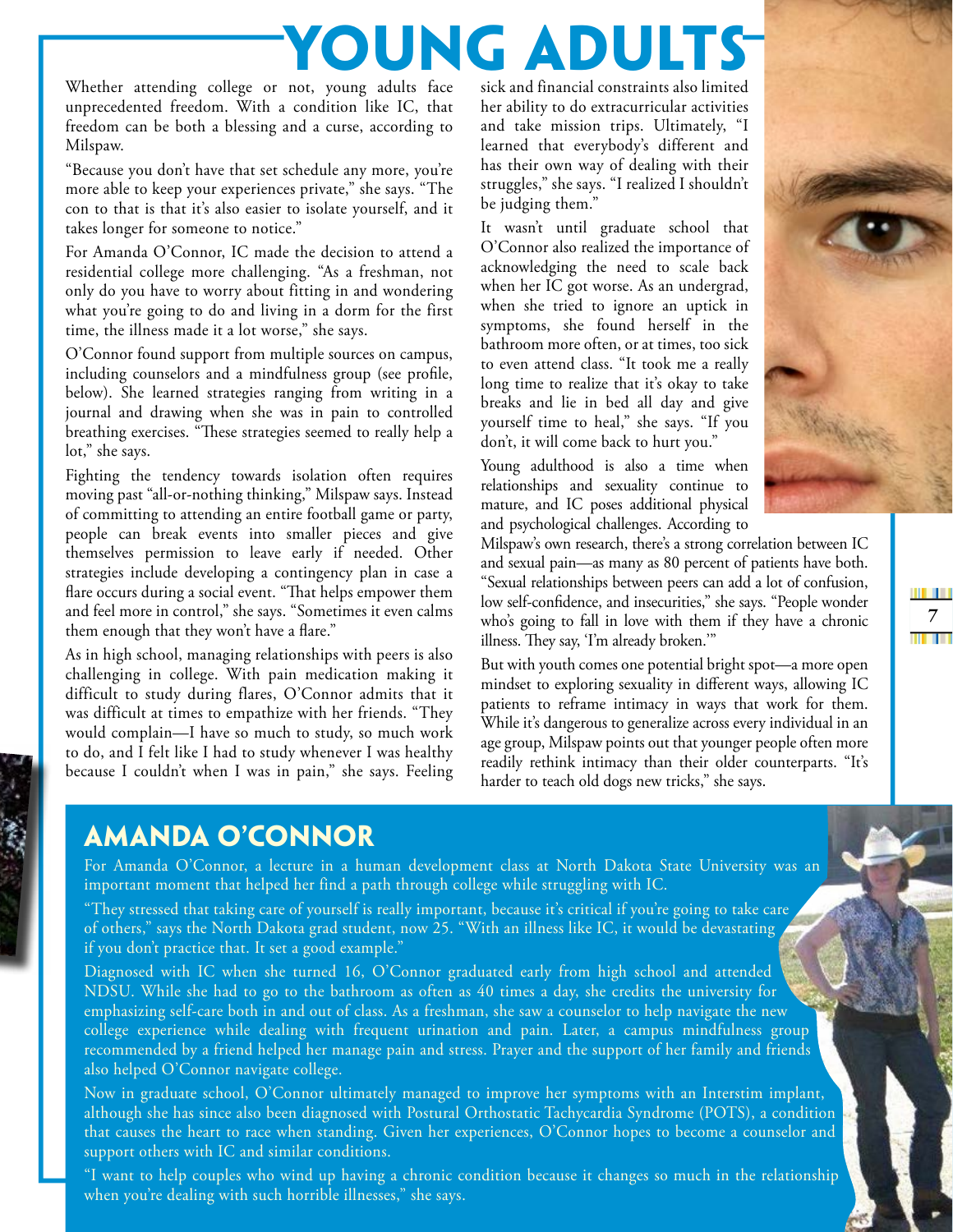# YOUNG ADULTS

Whether attending college or not, young adults face unprecedented freedom. With a condition like IC, that freedom can be both a blessing and a curse, according to Milspaw.

"Because you don't have that set schedule any more, you're more able to keep your experiences private," she says. "The con to that is that it's also easier to isolate yourself, and it takes longer for someone to notice."

For Amanda O'Connor, IC made the decision to attend a residential college more challenging. "As a freshman, not only do you have to worry about fitting in and wondering what you're going to do and living in a dorm for the first time, the illness made it a lot worse," she says.

O'Connor found support from multiple sources on campus, including counselors and a mindfulness group (see profile, below). She learned strategies ranging from writing in a journal and drawing when she was in pain to controlled breathing exercises. "These strategies seemed to really help a lot," she says.

Fighting the tendency towards isolation often requires moving past "all-or-nothing thinking," Milspaw says. Instead of committing to attending an entire football game or party, people can break events into smaller pieces and give themselves permission to leave early if needed. Other strategies include developing a contingency plan in case a flare occurs during a social event. "That helps empower them and feel more in control," she says. "Sometimes it even calms them enough that they won't have a flare."

As in high school, managing relationships with peers is also challenging in college. With pain medication making it difficult to study during flares, O'Connor admits that it was difficult at times to empathize with her friends. "They would complain—I have so much to study, so much work to do, and I felt like I had to study whenever I was healthy because I couldn't when I was in pain," she says. Feeling sick and financial constraints also limited her ability to do extracurricular activities and take mission trips. Ultimately, "I learned that everybody's different and has their own way of dealing with their struggles," she says. "I realized I shouldn't be judging them."

It wasn't until graduate school that O'Connor also realized the importance of acknowledging the need to scale back when her IC got worse. As an undergrad, when she tried to ignore an uptick in symptoms, she found herself in the bathroom more often, or at times, too sick to even attend class. "It took me a really long time to realize that it's okay to take breaks and lie in bed all day and give yourself time to heal," she says. "If you don't, it will come back to hurt you."

Young adulthood is also a time when relationships and sexuality continue to mature, and IC poses additional physical and psychological challenges. According to Milspaw's own research, there's a strong correlation between IC and sexual pain—as many as 80 percent of patients have both. "Sexual relationships between peers can add a lot of confusion, low self-confidence, and insecurities," she says. "People wonder who's going to fall in love with them if they have a chronic illness. They say, 'I'm already broken.'"

But with youth comes one potential bright spot—a more open mindset to exploring sexuality in different ways, allowing IC patients to reframe intimacy in ways that work for them. While it's dangerous to generalize across every individual in an age group, Milspaw points out that younger people often more readily rethink intimacy than their older counterparts. "It's harder to teach old dogs new tricks," she says.

## AMANDA O'CONNOR

For Amanda O'Connor, a lecture in a human development class at North Dakota State University was an important moment that helped her find a path through college while struggling with IC.

"They stressed that taking care of yourself is really important, because it's critical if you're going to take care of others," says the North Dakota grad student, now 25. "With an illness like IC, it would be devastating if you don't practice that. It set a good example."

Diagnosed with IC when she turned 16, O'Connor graduated early from high school and attended NDSU. While she had to go to the bathroom as often as 40 times a day, she credits the university for emphasizing self-care both in and out of class. As a freshman, she saw a counselor to help navigate the new college experience while dealing with frequent urination and pain. Later, a campus mindfulness group recommended by a friend helped her manage pain and stress. Prayer and the support of her family and friends also helped O'Connor navigate college.

Now in graduate school, O'Connor ultimately managed to improve her symptoms with an Interstim implant, although she has since also been diagnosed with Postural Orthostatic Tachycardia Syndrome (POTS), a condition that causes the heart to race when standing. Given her experiences, O'Connor hopes to become a counselor and support others with IC and similar conditions.

"I want to help couples who wind up having a chronic condition because it changes so much in the relationship when you're dealing with such horrible illnesses," she says.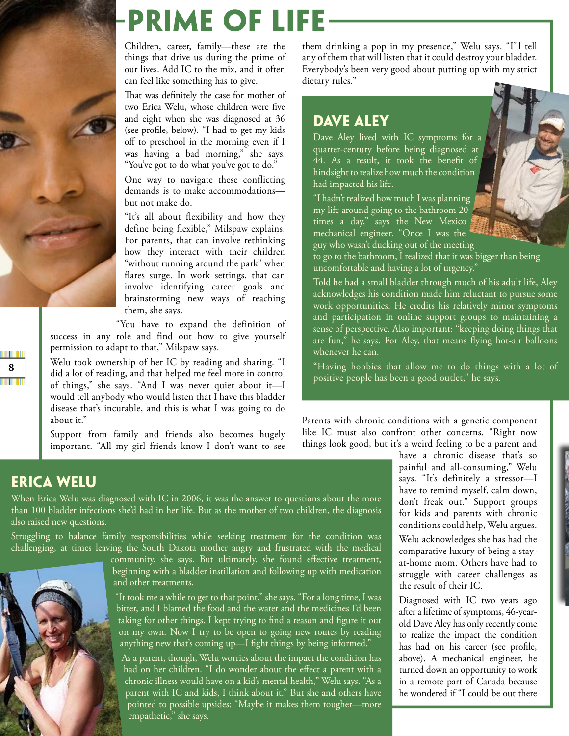# PRIME OF LIFE

Children, career, family—these are the things that drive us during the prime of our lives. Add IC to the mix, and it often can feel like something has to give.

That was definitely the case for mother of two Erica Welu, whose children were five and eight when she was diagnosed at 36 (see profile, below). "I had to get my kids off to preschool in the morning even if I was having a bad morning," she says. "You've got to do what you've got to do."

One way to navigate these conflicting demands is to make accommodations—but not make do.

"It's all about flexibility and how they define being flexible," Milspaw explains. For parents, that can involve rethinking how they interact with their children "without running around the park" when flares surge. In work settings, that can involve identifying career goals and brainstorming new ways of reaching them, she says.

"You have to expand the definition of success in any role and find out how to give yourself permission to adapt to that," Milspaw says.

Welu took ownership of her IC by reading and sharing. "I did a lot of reading, and that helped me feel more in control of things," she says. "And I was never quiet about it—I would tell anybody who would listen that I have this bladder disease that's incurable, and this is what I was going to do about it."

Support from family and friends also becomes hugely important. "All my girl friends know I don't want to see them drinking a pop in my presence," Welu says. "I'll tell any of them that will listen that it could destroy your bladder. Everybody's been very good about putting up with my strict dietary rules."

## DAVE ALEY

Dave Aley lived with IC symptoms for a quarter-century before being diagnosed at 44. As a result, it took the benefit of hindsight to realize how much the condition had impacted his life.

"I hadn't realized how much I was planning my life around going to the bathroom 20 times a day," says the New Mexico mechanical engineer. "Once I was the guy who wasn't ducking out of the meeting to go to the bathroom, I realized that it was bigger than being uncomfortable and having a lot of urgency."

Told he had a small bladder through much of his adult life, Aley acknowledges his condition made him reluctant to pursue some work opportunities. He credits his relatively minor symptoms and participation in online support groups to maintaining a sense of perspective. Also important: "keeping doing things that are fun," he says. For Aley, that means flying hot-air balloons whenever he can.

"Having hobbies that allow me to do things with a lot of positive people has been a good outlet," he says.

Parents with chronic conditions with a genetic component like IC must also confront other concerns. "Right now things look good, but it's a weird feeling to be a parent and have a chronic disease that's so painful and all-consuming," Welu says. "It's definitely a stressor—I have to remind myself, calm down, don't freak out." Support groups for kids and parents with chronic conditions could help, Welu argues.

Welu acknowledges she has had the comparative luxury of being a stay-at-home mom. Others have had to struggle with career challenges as the result of their IC.

Diagnosed with IC two years ago after a lifetime of symptoms, 46-year-old Dave Aley has only recently come to realize the impact the condition has had on his career (see profile, above). A mechanical engineer, he turned down an opportunity to work in a remote part of Canada because he wondered if "I could be out there

## ERICA WELU

When Erica Welu was diagnosed with IC in 2006, it was the answer to questions about the more than 100 bladder infections she'd had in her life. But as the mother of two children, the diagnosis also raised new questions.

Struggling to balance family responsibilities while seeking treatment for the condition was challenging, at times leaving the South Dakota mother angry and frustrated with the medical community, she says. But ultimately, she found effective treatment, beginning with a bladder instillation and following up with medication and other treatments.

"It took me a while to get to that point," she says. "For a long time, I was bitter, and I blamed the food and the water and the medicines I'd been taking for other things. I kept trying to find a reason and figure it out on my own. Now I try to be open to going new routes by reading anything new that's coming up—I fight things by being informed."

As a parent, though, Welu worries about the impact the condition has had on her children. "I do wonder about the effect a parent with a chronic illness would have on a kid's mental health," Welu says. "As a parent with IC and kids, I think about it." But she and others have pointed to possible upsides: "Maybe it makes them tougher—more empathetic," she says.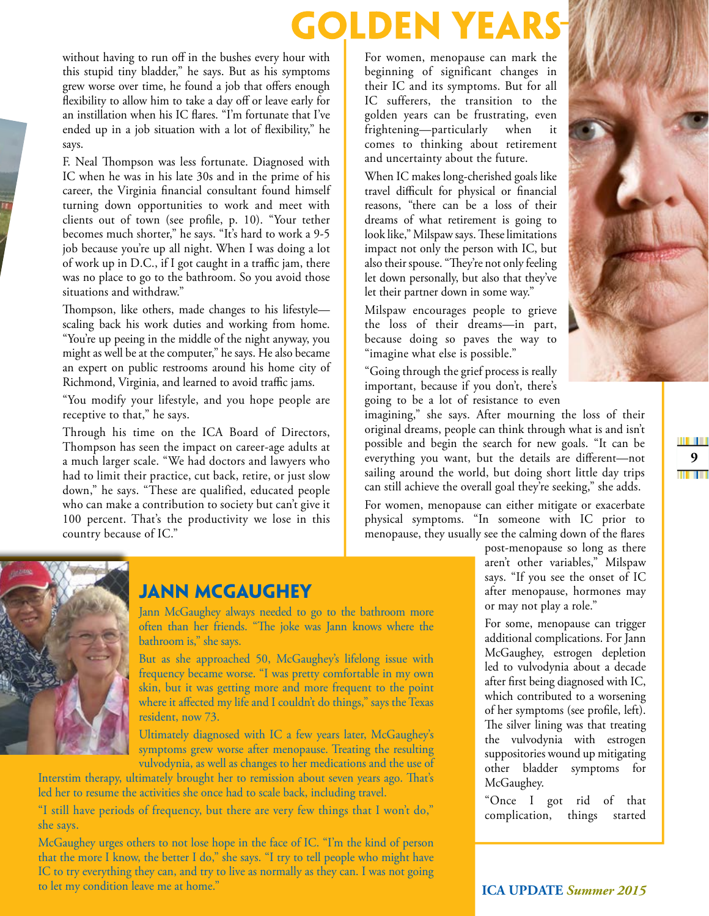without having to run off in the bushes every hour with this stupid tiny bladder," he says. But as his symptoms grew worse over time, he found a job that offers enough flexibility to allow him to take a day off or leave early for an instillation when his IC flares. "I'm fortunate that I've ended up in a job situation with a lot of flexibility," he says.

F. Neal Thompson was less fortunate. Diagnosed with IC when he was in his late 30s and in the prime of his career, the Virginia financial consultant found himself turning down opportunities to work and meet with clients out of town (see profile, p. 10). "Your tether becomes much shorter," he says. "It's hard to work a 9-5 job because you're up all night. When I was doing a lot of work up in D.C., if I got caught in a traffic jam, there was no place to go to the bathroom. So you avoid those situations and withdraw."

Thompson, like others, made changes to his lifestyle—scaling back his work duties and working from home. "You're up peeing in the middle of the night anyway, you might as well be at the computer," he says. He also became an expert on public restrooms around his home city of Richmond, Virginia, and learned to avoid traffic jams.

"You modify your lifestyle, and you hope people are receptive to that," he says.

Through his time on the ICA Board of Directors, Thompson has seen the impact on career-age adults at a much larger scale. "We had doctors and lawyers who had to limit their practice, cut back, retire, or just slow down," he says. "These are qualified, educated people who can make a contribution to society but can't give it 100 percent. That's the productivity we lose in this country because of IC."

For women, menopause can mark the beginning of significant changes in their IC and its symptoms. But for all IC sufferers, the transition to the golden years can be frustrating, even frightening—particularly when it comes to thinking about retirement and uncertainty about the future.

When IC makes long-cherished goals like travel difficult for physical or financial reasons, "there can be a loss of their dreams of what retirement is going to look like," Milspaw says. These limitations impact not only the person with IC, but also their spouse. "They're not only feeling let down personally, but also that they've let their partner down in some way."

Milspaw encourages people to grieve the loss of their dreams—in part, because doing so paves the way to "imagine what else is possible."

"Going through the grief process is really important, because if you don't, there's going to be a lot of resistance to even imagining," she says. After mourning the loss of their original dreams, people can think through what is and isn't possible and begin the search for new goals. "It can be everything you want, but the details are different—not sailing around the world, but doing short little day trips can still achieve the overall goal they're seeking," she adds.

For women, menopause can either mitigate or exacerbate physical symptoms. "In someone with IC prior to menopause, they usually see the calming down of the flares post-menopause so long as there aren't other variables," Milspaw says. "If you see the onset of IC after menopause, hormones may or may not play a role."

For some, menopause can trigger additional complications. For Jann McGaughey, estrogen depletion led to vulvodynia about a decade after first being diagnosed with IC, which contributed to a worsening of her symptoms (see profile, left). The silver lining was that treating the vulvodynia with estrogen suppositories wound up mitigating other bladder symptoms for McGaughey.

"Once I got rid of that complication, things started

## JANN MCGAUGHEY

Jann McGaughey always needed to go to the bathroom more often than her friends. "The joke was Jann knows where the bathroom is," she says.

But as she approached 50, McGaughey's lifelong issue with frequency became worse. "I was pretty comfortable in my own skin, but it was getting more and more frequent to the point where it affected my life and I couldn't do things," says the Texas resident, now 73.

Ultimately diagnosed with IC a few years later, McGaughey's symptoms grew worse after menopause. Treating the resulting vulvodynia, as well as changes to her medications and the use of Interstim therapy, ultimately brought her to remission about seven years ago. That's led her to resume the activities she once had to scale back, including travel.

"I still have periods of frequency, but there are very few things that I won't do," she says.

McGaughey urges others to not lose hope in the face of IC. "I'm the kind of person that the more I know, the better I do," she says. "I try to tell people who might have IC to try everything they can, and try to live as normally as they can. I was not going to let my condition leave me at home."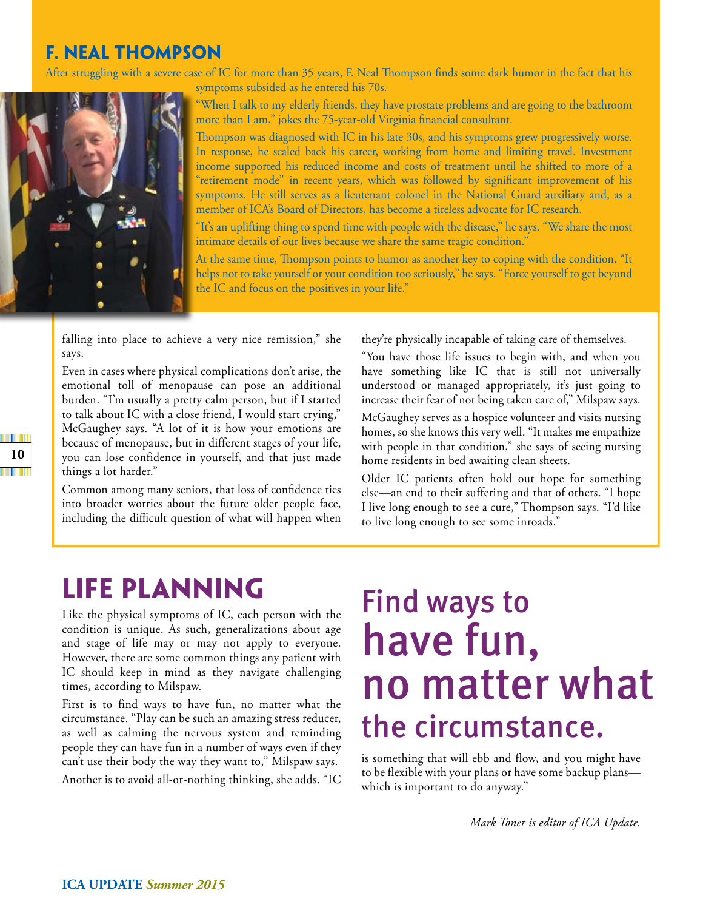## F. NEAL THOMPSON

After struggling with a severe case of IC for more than 35 years, F. Neal Thompson finds some dark humor in the fact that his symptoms subsided as he entered his 70s.

"When I talk to my elderly friends, they have prostate problems and are going to the bathroom more than I am," jokes the 75-year-old Virginia financial consultant.

Thompson was diagnosed with IC in his late 30s, and his symptoms grew progressively worse. In response, he scaled back his career, working from home and limiting travel. Investment income supported his reduced income and costs of treatment until he shifted to more of a "retirement mode" in recent years, which was followed by significant improvement of his symptoms. He still serves as a lieutenant colonel in the National Guard auxiliary and, as a member of ICA's Board of Directors, has become a tireless advocate for IC research.

"It's an uplifting thing to spend time with people with the disease," he says. "We share the most intimate details of our lives because we share the same tragic condition."

At the same time, Thompson points to humor as another key to coping with the condition. "It helps not to take yourself or your condition too seriously," he says. "Force yourself to get beyond the IC and focus on the positives in your life."

falling into place to achieve a very nice remission," she says.

Even in cases where physical complications don't arise, the emotional toll of menopause can pose an additional burden. "I'm usually a pretty calm person, but if I started to talk about IC with a close friend, I would start crying," McGaughey says. "A lot of it is how your emotions are because of menopause, but in different stages of your life, you can lose confidence in yourself, and that just made things a lot harder."

Common among many seniors, that loss of confidence ties into broader worries about the future older people face, including the difficult question of what will happen when they're physically incapable of taking care of themselves.

"You have those life issues to begin with, and when you have something like IC that is still not universally understood or managed appropriately, it's just going to increase their fear of not being taken care of," Milspaw says.

McGaughey serves as a hospice volunteer and visits nursing homes, so she knows this very well. "It makes me empathize with people in that condition," she says of seeing nursing home residents in bed awaiting clean sheets.

Older IC patients often hold out hope for something else—an end to their suffering and that of others. "I hope I live long enough to see a cure," Thompson says. "I'd like to live long enough to see some inroads."

## LIFE PLANNING

Like the physical symptoms of IC, each person with the condition is unique. As such, generalizations about age and stage of life may or may not apply to everyone. However, there are some common things any patient with IC should keep in mind as they navigate challenging times, according to Milspaw.

First is to find ways to have fun, no matter what the circumstance. "Play can be such an amazing stress reducer, as well as calming the nervous system and reminding people they can have fun in a number of ways even if they can't use their body the way they want to," Milspaw says.

Another is to avoid all-or-nothing thinking, she adds. "IC is something that will ebb and flow, and you might have to be flexible with your plans or have some backup plans—which is important to do anyway."

**Find ways to have fun, no matter what the circumstance.**

*Mark Toner is editor of ICA Update.*